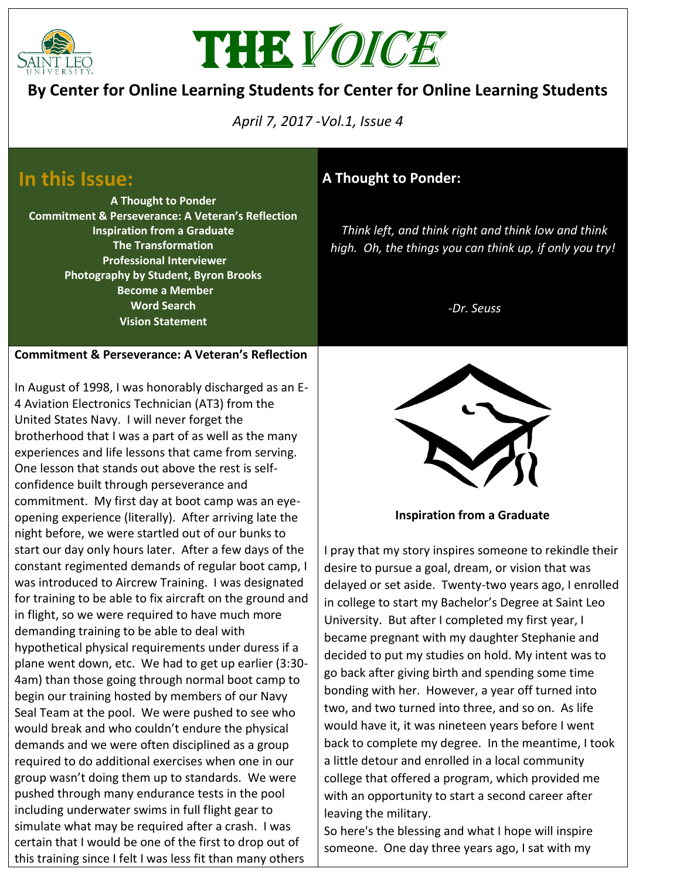# THE VOICE

## By Center for Online Learning Students for Center for Online Learning Students

*April 7, 2017 -Vol.1, Issue 4*

## In this Issue:

**A Thought to Ponder**
**Commitment & Perseverance: A Veteran's Reflection**
**Inspiration from a Graduate**
**The Transformation**
**Professional Interviewer**
**Photography by Student, Byron Brooks**
**Become a Member**
**Word Search**
**Vision Statement**

### A Thought to Ponder:

*Think left, and think right and think low and think high. Oh, the things you can think up, if only you try!*

*-Dr. Seuss*

### Commitment & Perseverance: A Veteran's Reflection

In August of 1998, I was honorably discharged as an E-4 Aviation Electronics Technician (AT3) from the United States Navy. I will never forget the brotherhood that I was a part of as well as the many experiences and life lessons that came from serving. One lesson that stands out above the rest is self-confidence built through perseverance and commitment. My first day at boot camp was an eye-opening experience (literally). After arriving late the night before, we were startled out of our bunks to start our day only hours later. After a few days of the constant regimented demands of regular boot camp, I was introduced to Aircrew Training. I was designated for training to be able to fix aircraft on the ground and in flight, so we were required to have much more demanding training to be able to deal with hypothetical physical requirements under duress if a plane went down, etc. We had to get up earlier (3:30-4am) than those going through normal boot camp to begin our training hosted by members of our Navy Seal Team at the pool. We were pushed to see who would break and who couldn't endure the physical demands and we were often disciplined as a group required to do additional exercises when one in our group wasn't doing them up to standards. We were pushed through many endurance tests in the pool including underwater swims in full flight gear to simulate what may be required after a crash. I was certain that I would be one of the first to drop out of this training since I felt I was less fit than many others

### Inspiration from a Graduate

I pray that my story inspires someone to rekindle their desire to pursue a goal, dream, or vision that was delayed or set aside. Twenty-two years ago, I enrolled in college to start my Bachelor's Degree at Saint Leo University. But after I completed my first year, I became pregnant with my daughter Stephanie and decided to put my studies on hold. My intent was to go back after giving birth and spending some time bonding with her. However, a year off turned into two, and two turned into three, and so on. As life would have it, it was nineteen years before I went back to complete my degree. In the meantime, I took a little detour and enrolled in a local community college that offered a program, which provided me with an opportunity to start a second career after leaving the military.

So here's the blessing and what I hope will inspire someone. One day three years ago, I sat with my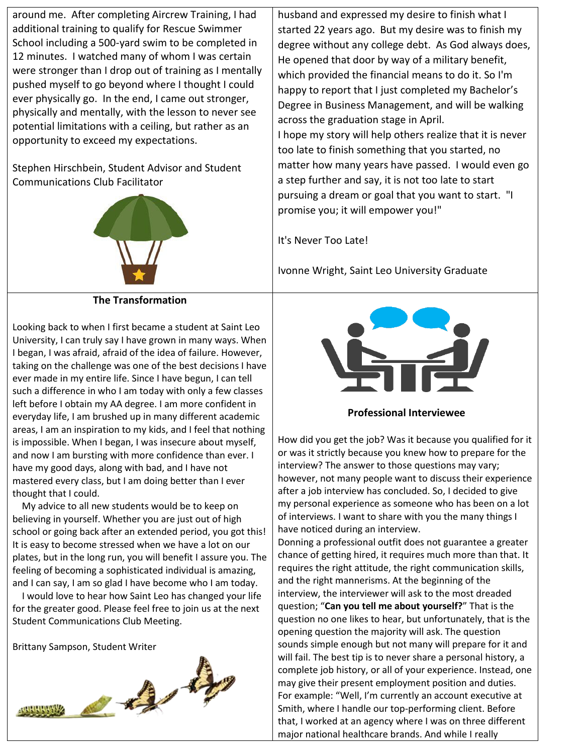around me. After completing Aircrew Training, I had additional training to qualify for Rescue Swimmer School including a 500-yard swim to be completed in 12 minutes. I watched many of whom I was certain were stronger than I drop out of training as I mentally pushed myself to go beyond where I thought I could ever physically go. In the end, I came out stronger, physically and mentally, with the lesson to never see potential limitations with a ceiling, but rather as an opportunity to exceed my expectations.

Stephen Hirschbein, Student Advisor and Student Communications Club Facilitator

husband and expressed my desire to finish what I started 22 years ago. But my desire was to finish my degree without any college debt. As God always does, He opened that door by way of a military benefit, which provided the financial means to do it. So I'm happy to report that I just completed my Bachelor's Degree in Business Management, and will be walking across the graduation stage in April.

I hope my story will help others realize that it is never too late to finish something that you started, no matter how many years have passed. I would even go a step further and say, it is not too late to start pursuing a dream or goal that you want to start. "I promise you; it will empower you!"

It's Never Too Late!

Ivonne Wright, Saint Leo University Graduate

**The Transformation**

Looking back to when I first became a student at Saint Leo University, I can truly say I have grown in many ways. When I began, I was afraid, afraid of the idea of failure. However, taking on the challenge was one of the best decisions I have ever made in my entire life. Since I have begun, I can tell such a difference in who I am today with only a few classes left before I obtain my AA degree. I am more confident in everyday life, I am brushed up in many different academic areas, I am an inspiration to my kids, and I feel that nothing is impossible. When I began, I was insecure about myself, and now I am bursting with more confidence than ever. I have my good days, along with bad, and I have not mastered every class, but I am doing better than I ever thought that I could.

My advice to all new students would be to keep on believing in yourself. Whether you are just out of high school or going back after an extended period, you got this! It is easy to become stressed when we have a lot on our plates, but in the long run, you will benefit I assure you. The feeling of becoming a sophisticated individual is amazing, and I can say, I am so glad I have become who I am today.

I would love to hear how Saint Leo has changed your life for the greater good. Please feel free to join us at the next Student Communications Club Meeting.

Brittany Sampson, Student Writer

**Professional Interviewee**

How did you get the job? Was it because you qualified for it or was it strictly because you knew how to prepare for the interview? The answer to those questions may vary; however, not many people want to discuss their experience after a job interview has concluded. So, I decided to give my personal experience as someone who has been on a lot of interviews. I want to share with you the many things I have noticed during an interview.

Donning a professional outfit does not guarantee a greater chance of getting hired, it requires much more than that. It requires the right attitude, the right communication skills, and the right mannerisms. At the beginning of the interview, the interviewer will ask to the most dreaded question; "**Can you tell me about yourself?**" That is the question no one likes to hear, but unfortunately, that is the opening question the majority will ask. The question sounds simple enough but not many will prepare for it and will fail. The best tip is to never share a personal history, a complete job history, or all of your experience. Instead, one may give their present employment position and duties. For example: "Well, I'm currently an account executive at Smith, where I handle our top-performing client. Before that, I worked at an agency where I was on three different major national healthcare brands. And while I really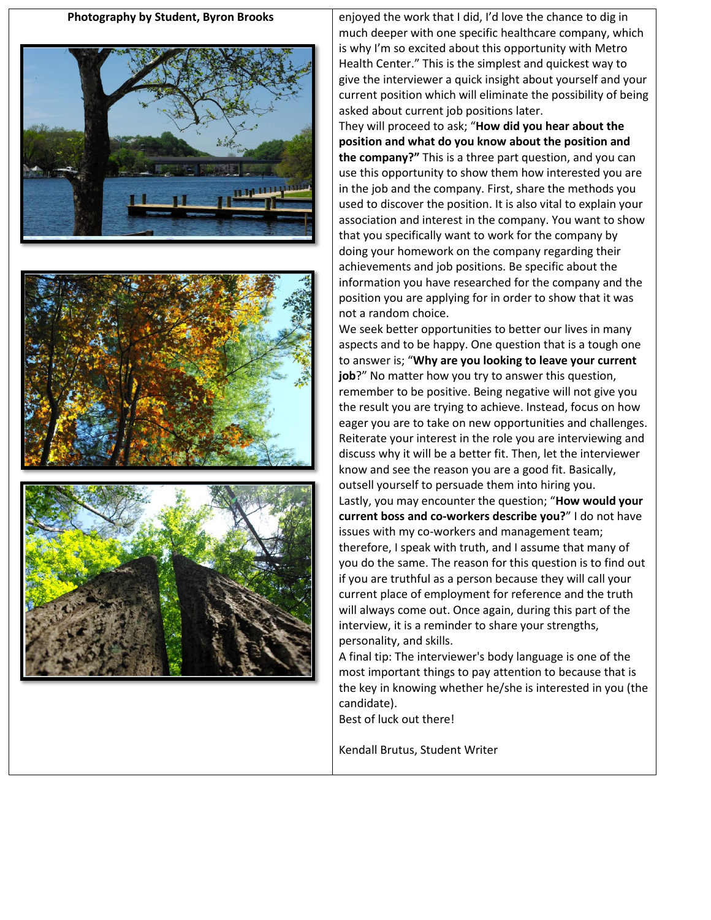**Photography by Student, Byron Brooks**

enjoyed the work that I did, I'd love the chance to dig in much deeper with one specific healthcare company, which is why I'm so excited about this opportunity with Metro Health Center." This is the simplest and quickest way to give the interviewer a quick insight about yourself and your current position which will eliminate the possibility of being asked about current job positions later.

They will proceed to ask; "**How did you hear about the position and what do you know about the position and the company?"** This is a three part question, and you can use this opportunity to show them how interested you are in the job and the company. First, share the methods you used to discover the position. It is also vital to explain your association and interest in the company. You want to show that you specifically want to work for the company by doing your homework on the company regarding their achievements and job positions. Be specific about the information you have researched for the company and the position you are applying for in order to show that it was not a random choice.

We seek better opportunities to better our lives in many aspects and to be happy. One question that is a tough one to answer is; "**Why are you looking to leave your current job**?" No matter how you try to answer this question, remember to be positive. Being negative will not give you the result you are trying to achieve. Instead, focus on how eager you are to take on new opportunities and challenges. Reiterate your interest in the role you are interviewing and discuss why it will be a better fit. Then, let the interviewer know and see the reason you are a good fit. Basically, outsell yourself to persuade them into hiring you.

Lastly, you may encounter the question; "**How would your current boss and co-workers describe you?**" I do not have issues with my co-workers and management team; therefore, I speak with truth, and I assume that many of you do the same. The reason for this question is to find out if you are truthful as a person because they will call your current place of employment for reference and the truth will always come out. Once again, during this part of the interview, it is a reminder to share your strengths, personality, and skills.

A final tip: The interviewer's body language is one of the most important things to pay attention to because that is the key in knowing whether he/she is interested in you (the candidate).

Best of luck out there!

Kendall Brutus, Student Writer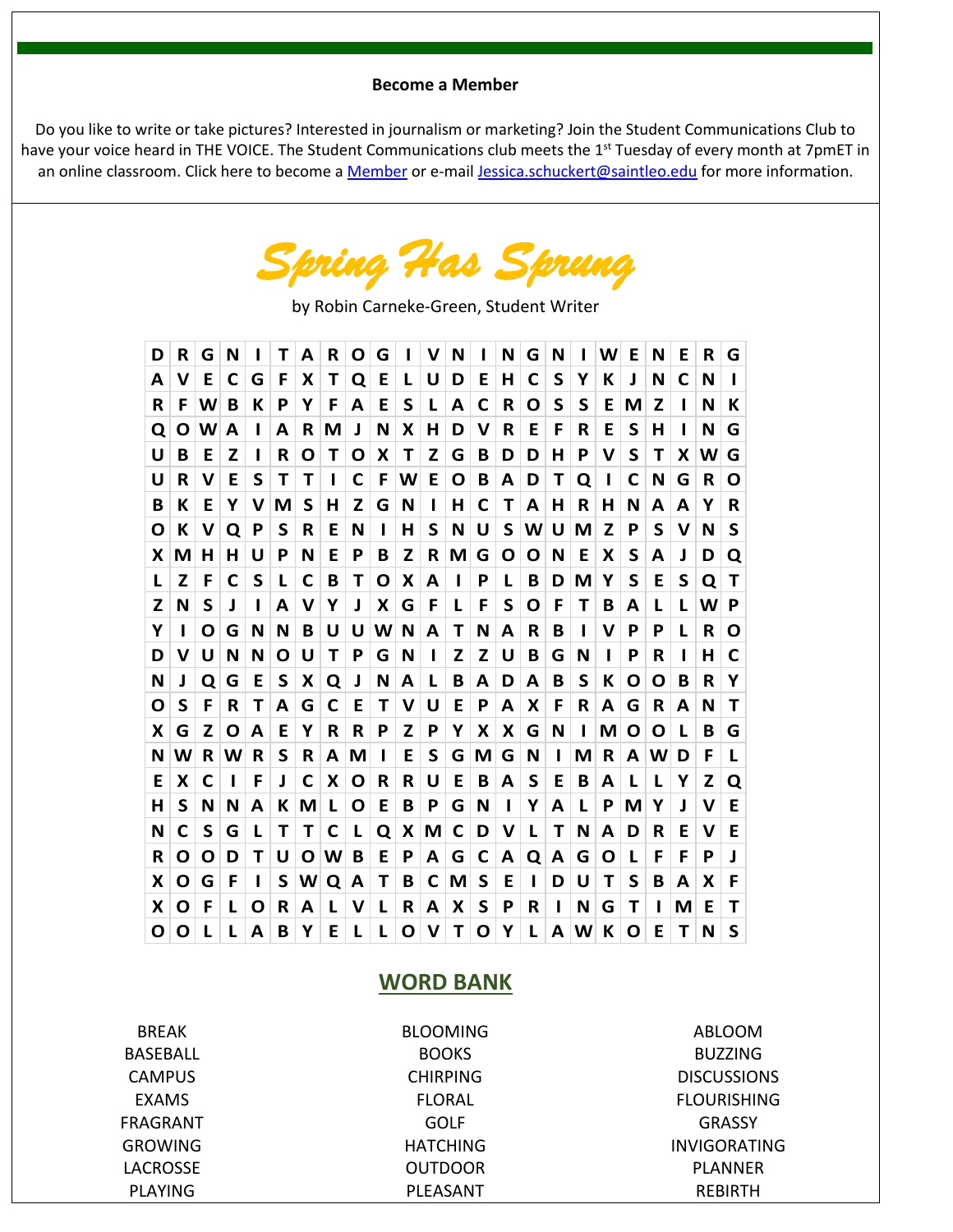**Become a Member**

Do you like to write or take pictures? Interested in journalism or marketing? Join the Student Communications Club to have your voice heard in THE VOICE. The Student Communications club meets the 1st Tuesday of every month at 7pmET in an online classroom. Click here to become a [Member]() or e-mail [Jessica.schuckert@saintleo.edu](mailto:Jessica.schuckert@saintleo.edu) for more information.

# Spring Has Sprung

by Robin Carneke-Green, Student Writer

| | | | | | | | | | | | | | | | | | | | | | | | |
|---|---|---|---|---|---|---|---|---|---|---|---|---|---|---|---|---|---|---|---|---|---|---|---|
| D | R | G | N | I | T | A | R | O | G | I | V | N | I | N | G | N | I | W | E | N | E | R | G |
| A | V | E | C | G | F | X | T | Q | E | L | U | D | E | H | C | S | Y | K | J | N | C | N | I |
| R | F | W | B | K | P | Y | F | A | E | S | L | A | C | R | O | S | S | E | M | Z | I | N | K |
| Q | O | W | A | I | A | R | M | J | N | X | H | D | V | R | E | F | R | E | S | H | I | N | G |
| U | B | E | Z | I | R | O | T | O | X | T | Z | G | B | D | D | H | P | V | S | T | X | W | G |
| U | R | V | E | S | T | T | I | C | F | W | E | O | B | A | D | T | Q | I | C | N | G | R | O |
| B | K | E | Y | V | M | S | H | Z | G | N | I | H | C | T | A | H | R | H | N | A | A | Y | R |
| O | K | V | Q | P | S | R | E | N | I | H | S | N | U | S | W | U | M | Z | P | S | V | N | S |
| X | M | H | H | U | P | N | E | P | B | Z | R | M | G | O | O | N | E | X | S | A | J | D | Q |
| L | Z | F | C | S | L | C | B | T | O | X | A | I | P | L | B | D | M | Y | S | E | S | Q | T |
| Z | N | S | J | I | A | V | Y | J | X | G | F | L | F | S | O | F | T | B | A | L | L | W | P |
| Y | I | O | G | N | N | B | U | U | W | N | A | T | N | A | R | B | I | V | P | P | L | R | O |
| D | V | U | N | N | O | U | T | P | G | N | I | Z | Z | U | B | G | N | I | P | R | I | H | C |
| N | J | Q | G | E | S | X | Q | J | N | A | L | B | A | D | A | B | S | K | O | O | B | R | Y |
| O | S | F | R | T | A | G | C | E | T | V | U | E | P | A | X | F | R | A | G | R | A | N | T |
| X | G | Z | O | A | E | Y | R | R | P | Z | P | Y | X | X | G | N | I | M | O | O | L | B | G |
| N | W | R | W | R | S | R | A | M | I | E | S | G | M | G | N | I | M | R | A | W | D | F | L |
| E | X | C | I | F | J | C | X | O | R | R | U | E | B | A | S | E | B | A | L | L | Y | Z | Q |
| H | S | N | N | A | K | M | L | O | E | B | P | G | N | I | Y | A | L | P | M | Y | J | V | E |
| N | C | S | G | L | T | T | C | L | Q | X | M | C | D | V | L | T | N | A | D | R | E | V | E |
| R | O | O | D | T | U | O | W | B | E | P | A | G | C | A | Q | A | G | O | L | F | F | P | J |
| X | O | G | F | I | S | W | Q | A | T | B | C | M | S | E | I | D | U | T | S | B | A | X | F |
| X | O | F | L | O | R | A | L | V | L | R | A | X | S | P | R | I | N | G | T | I | M | E | T |
| O | O | L | L | A | B | Y | E | L | L | O | V | T | O | Y | L | A | W | K | O | E | T | N | S |

## WORD BANK

| | | |
|---|---|---|
| BREAK | BLOOMING | ABLOOM |
| BASEBALL | BOOKS | BUZZING |
| CAMPUS | CHIRPING | DISCUSSIONS |
| EXAMS | FLORAL | FLOURISHING |
| FRAGRANT | GOLF | GRASSY |
| GROWING | HATCHING | INVIGORATING |
| LACROSSE | OUTDOOR | PLANNER |
| PLAYING | PLEASANT | REBIRTH |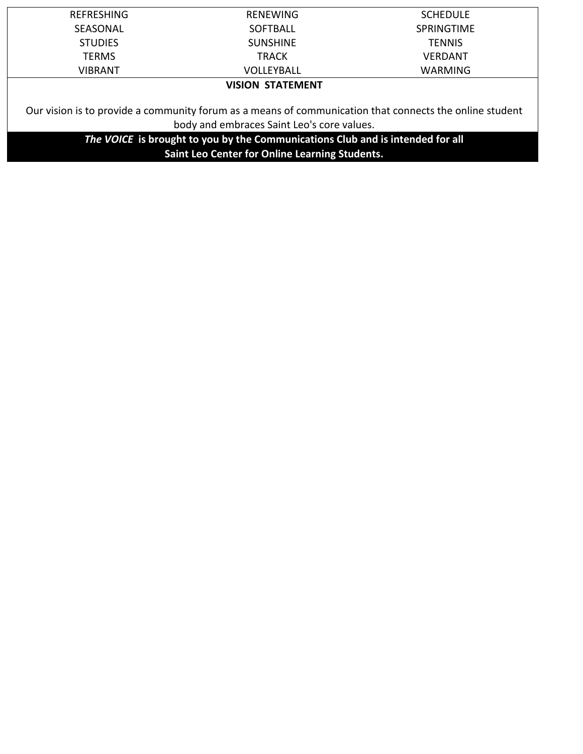| | | |
|---|---|---|
| REFRESHING | RENEWING | SCHEDULE |
| SEASONAL | SOFTBALL | SPRINGTIME |
| STUDIES | SUNSHINE | TENNIS |
| TERMS | TRACK | VERDANT |
| VIBRANT | VOLLEYBALL | WARMING |

**VISION STATEMENT**

Our vision is to provide a community forum as a means of communication that connects the online student body and embraces Saint Leo's core values.

***The VOICE*** **is brought to you by the Communications Club and is intended for all Saint Leo Center for Online Learning Students.**